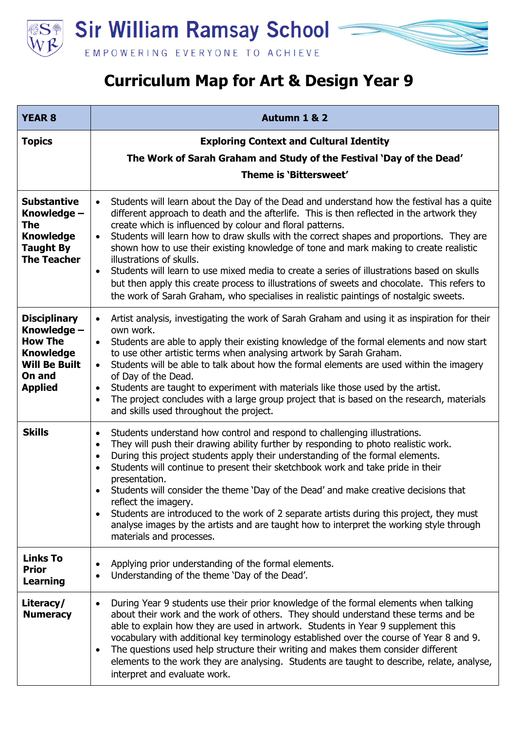# Sir William Ramsay School

EMPOWERING EVERYONE TO ACHIEVE

## Curriculum Map for Art & Design Year 9

| YEAR 8 | Autumn 1 & 2 |
|---|---|
| **Topics** | **Exploring Context and Cultural Identity**<br>**The Work of Sarah Graham and Study of the Festival 'Day of the Dead'**<br>**Theme is 'Bittersweet'** |
| **Substantive Knowledge – The Knowledge Taught By The Teacher** | • Students will learn about the Day of the Dead and understand how the festival has a quite different approach to death and the afterlife. This is then reflected in the artwork they create which is influenced by colour and floral patterns.<br>• Students will learn how to draw skulls with the correct shapes and proportions. They are shown how to use their existing knowledge of tone and mark making to create realistic illustrations of skulls.<br>• Students will learn to use mixed media to create a series of illustrations based on skulls but then apply this create process to illustrations of sweets and chocolate. This refers to the work of Sarah Graham, who specialises in realistic paintings of nostalgic sweets. |
| **Disciplinary Knowledge – How The Knowledge Will Be Built On and Applied** | • Artist analysis, investigating the work of Sarah Graham and using it as inspiration for their own work.<br>• Students are able to apply their existing knowledge of the formal elements and now start to use other artistic terms when analysing artwork by Sarah Graham.<br>• Students will be able to talk about how the formal elements are used within the imagery of Day of the Dead.<br>• Students are taught to experiment with materials like those used by the artist.<br>• The project concludes with a large group project that is based on the research, materials and skills used throughout the project. |
| **Skills** | • Students understand how control and respond to challenging illustrations.<br>• They will push their drawing ability further by responding to photo realistic work.<br>• During this project students apply their understanding of the formal elements.<br>• Students will continue to present their sketchbook work and take pride in their presentation.<br>• Students will consider the theme 'Day of the Dead' and make creative decisions that reflect the imagery.<br>• Students are introduced to the work of 2 separate artists during this project, they must analyse images by the artists and are taught how to interpret the working style through materials and processes. |
| **Links To Prior Learning** | • Applying prior understanding of the formal elements.<br>• Understanding of the theme 'Day of the Dead'. |
| **Literacy/ Numeracy** | • During Year 9 students use their prior knowledge of the formal elements when talking about their work and the work of others. They should understand these terms and be able to explain how they are used in artwork. Students in Year 9 supplement this vocabulary with additional key terminology established over the course of Year 8 and 9.<br>• The questions used help structure their writing and makes them consider different elements to the work they are analysing. Students are taught to describe, relate, analyse, interpret and evaluate work. |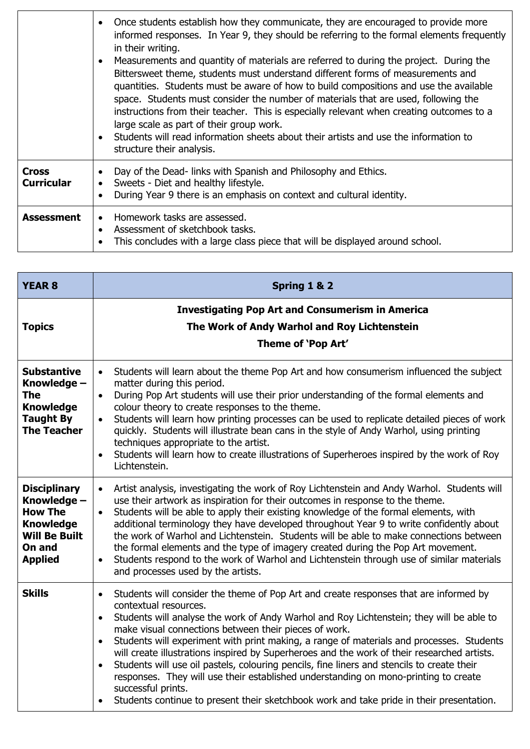| | |
|---|---|
| | • Once students establish how they communicate, they are encouraged to provide more informed responses. In Year 9, they should be referring to the formal elements frequently in their writing.<br>• Measurements and quantity of materials are referred to during the project. During the Bittersweet theme, students must understand different forms of measurements and quantities. Students must be aware of how to build compositions and use the available space. Students must consider the number of materials that are used, following the instructions from their teacher. This is especially relevant when creating outcomes to a large scale as part of their group work.<br>• Students will read information sheets about their artists and use the information to structure their analysis. |
| **Cross Curricular** | • Day of the Dead- links with Spanish and Philosophy and Ethics.<br>• Sweets - Diet and healthy lifestyle.<br>• During Year 9 there is an emphasis on context and cultural identity. |
| **Assessment** | • Homework tasks are assessed.<br>• Assessment of sketchbook tasks.<br>• This concludes with a large class piece that will be displayed around school. |

| **YEAR 8** | **Spring 1 & 2** |
|---|---|
| **Topics** | **Investigating Pop Art and Consumerism in America**<br>**The Work of Andy Warhol and Roy Lichtenstein**<br>**Theme of 'Pop Art'** |
| **Substantive Knowledge – The Knowledge Taught By The Teacher** | • Students will learn about the theme Pop Art and how consumerism influenced the subject matter during this period.<br>• During Pop Art students will use their prior understanding of the formal elements and colour theory to create responses to the theme.<br>• Students will learn how printing processes can be used to replicate detailed pieces of work quickly. Students will illustrate bean cans in the style of Andy Warhol, using printing techniques appropriate to the artist.<br>• Students will learn how to create illustrations of Superheroes inspired by the work of Roy Lichtenstein. |
| **Disciplinary Knowledge – How The Knowledge Will Be Built On and Applied** | • Artist analysis, investigating the work of Roy Lichtenstein and Andy Warhol. Students will use their artwork as inspiration for their outcomes in response to the theme.<br>• Students will be able to apply their existing knowledge of the formal elements, with additional terminology they have developed throughout Year 9 to write confidently about the work of Warhol and Lichtenstein. Students will be able to make connections between the formal elements and the type of imagery created during the Pop Art movement.<br>• Students respond to the work of Warhol and Lichtenstein through use of similar materials and processes used by the artists. |
| **Skills** | • Students will consider the theme of Pop Art and create responses that are informed by contextual resources.<br>• Students will analyse the work of Andy Warhol and Roy Lichtenstein; they will be able to make visual connections between their pieces of work.<br>• Students will experiment with print making, a range of materials and processes. Students will create illustrations inspired by Superheroes and the work of their researched artists.<br>• Students will use oil pastels, colouring pencils, fine liners and stencils to create their responses. They will use their established understanding on mono-printing to create successful prints.<br>• Students continue to present their sketchbook work and take pride in their presentation. |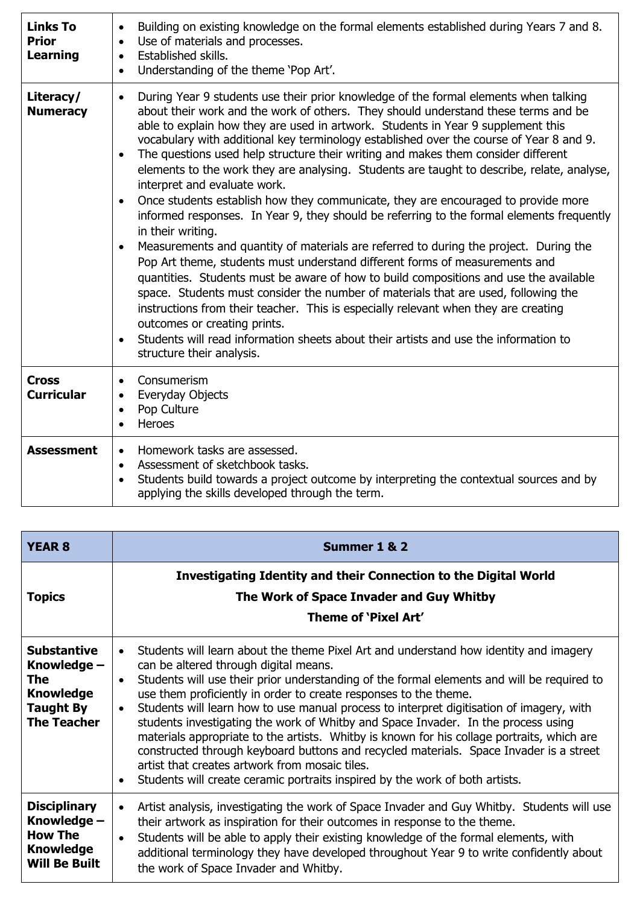| | |
|---|---|
| **Links To Prior Learning** | • Building on existing knowledge on the formal elements established during Years 7 and 8.<br>• Use of materials and processes.<br>• Established skills.<br>• Understanding of the theme 'Pop Art'. |
| **Literacy/ Numeracy** | • During Year 9 students use their prior knowledge of the formal elements when talking about their work and the work of others. They should understand these terms and be able to explain how they are used in artwork. Students in Year 9 supplement this vocabulary with additional key terminology established over the course of Year 8 and 9.<br>• The questions used help structure their writing and makes them consider different elements to the work they are analysing. Students are taught to describe, relate, analyse, interpret and evaluate work.<br>• Once students establish how they communicate, they are encouraged to provide more informed responses. In Year 9, they should be referring to the formal elements frequently in their writing.<br>• Measurements and quantity of materials are referred to during the project. During the Pop Art theme, students must understand different forms of measurements and quantities. Students must be aware of how to build compositions and use the available space. Students must consider the number of materials that are used, following the instructions from their teacher. This is especially relevant when they are creating outcomes or creating prints.<br>• Students will read information sheets about their artists and use the information to structure their analysis. |
| **Cross Curricular** | • Consumerism<br>• Everyday Objects<br>• Pop Culture<br>• Heroes |
| **Assessment** | • Homework tasks are assessed.<br>• Assessment of sketchbook tasks.<br>• Students build towards a project outcome by interpreting the contextual sources and by applying the skills developed through the term. |

| **YEAR 8** | **Summer 1 & 2** |
|---|---|
| **Topics** | **Investigating Identity and their Connection to the Digital World**<br>**The Work of Space Invader and Guy Whitby**<br>**Theme of 'Pixel Art'** |
| **Substantive Knowledge – The Knowledge Taught By The Teacher** | • Students will learn about the theme Pixel Art and understand how identity and imagery can be altered through digital means.<br>• Students will use their prior understanding of the formal elements and will be required to use them proficiently in order to create responses to the theme.<br>• Students will learn how to use manual process to interpret digitisation of imagery, with students investigating the work of Whitby and Space Invader. In the process using materials appropriate to the artists. Whitby is known for his collage portraits, which are constructed through keyboard buttons and recycled materials. Space Invader is a street artist that creates artwork from mosaic tiles.<br>• Students will create ceramic portraits inspired by the work of both artists. |
| **Disciplinary Knowledge – How The Knowledge Will Be Built** | • Artist analysis, investigating the work of Space Invader and Guy Whitby. Students will use their artwork as inspiration for their outcomes in response to the theme.<br>• Students will be able to apply their existing knowledge of the formal elements, with additional terminology they have developed throughout Year 9 to write confidently about the work of Space Invader and Whitby. |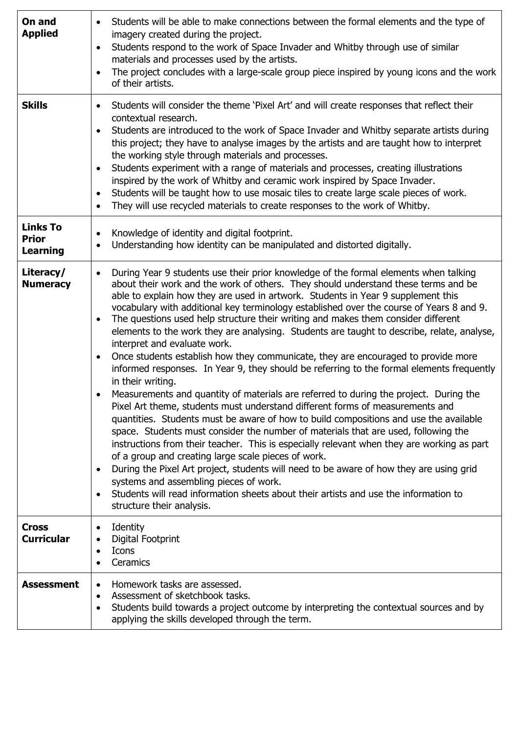| | |
|---|---|
| **On and Applied** | • Students will be able to make connections between the formal elements and the type of imagery created during the project.<br>• Students respond to the work of Space Invader and Whitby through use of similar materials and processes used by the artists.<br>• The project concludes with a large-scale group piece inspired by young icons and the work of their artists. |
| **Skills** | • Students will consider the theme 'Pixel Art' and will create responses that reflect their contextual research.<br>• Students are introduced to the work of Space Invader and Whitby separate artists during this project; they have to analyse images by the artists and are taught how to interpret the working style through materials and processes.<br>• Students experiment with a range of materials and processes, creating illustrations inspired by the work of Whitby and ceramic work inspired by Space Invader.<br>• Students will be taught how to use mosaic tiles to create large scale pieces of work.<br>• They will use recycled materials to create responses to the work of Whitby. |
| **Links To Prior Learning** | • Knowledge of identity and digital footprint.<br>• Understanding how identity can be manipulated and distorted digitally. |
| **Literacy/ Numeracy** | • During Year 9 students use their prior knowledge of the formal elements when talking about their work and the work of others. They should understand these terms and be able to explain how they are used in artwork. Students in Year 9 supplement this vocabulary with additional key terminology established over the course of Years 8 and 9.<br>• The questions used help structure their writing and makes them consider different elements to the work they are analysing. Students are taught to describe, relate, analyse, interpret and evaluate work.<br>• Once students establish how they communicate, they are encouraged to provide more informed responses. In Year 9, they should be referring to the formal elements frequently in their writing.<br>• Measurements and quantity of materials are referred to during the project. During the Pixel Art theme, students must understand different forms of measurements and quantities. Students must be aware of how to build compositions and use the available space. Students must consider the number of materials that are used, following the instructions from their teacher. This is especially relevant when they are working as part of a group and creating large scale pieces of work.<br>• During the Pixel Art project, students will need to be aware of how they are using grid systems and assembling pieces of work.<br>• Students will read information sheets about their artists and use the information to structure their analysis. |
| **Cross Curricular** | • Identity<br>• Digital Footprint<br>• Icons<br>• Ceramics |
| **Assessment** | • Homework tasks are assessed.<br>• Assessment of sketchbook tasks.<br>• Students build towards a project outcome by interpreting the contextual sources and by applying the skills developed through the term. |